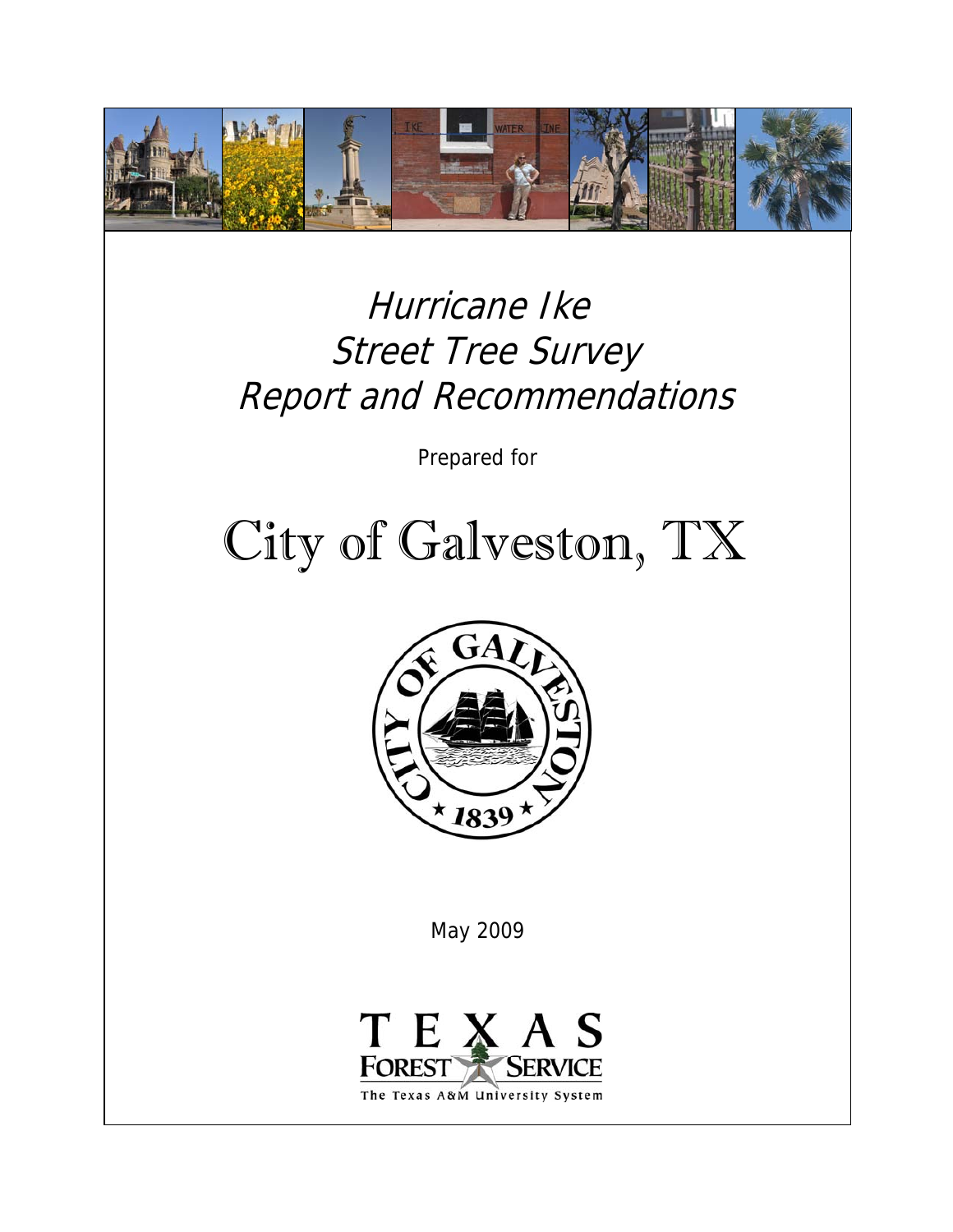# Hurricane Ike Street Tree Survey Report and Recommendations

Prepared for

# City of Galveston, TX

May 2009

TEXAS FOREST SERVICE

The Texas A&M University System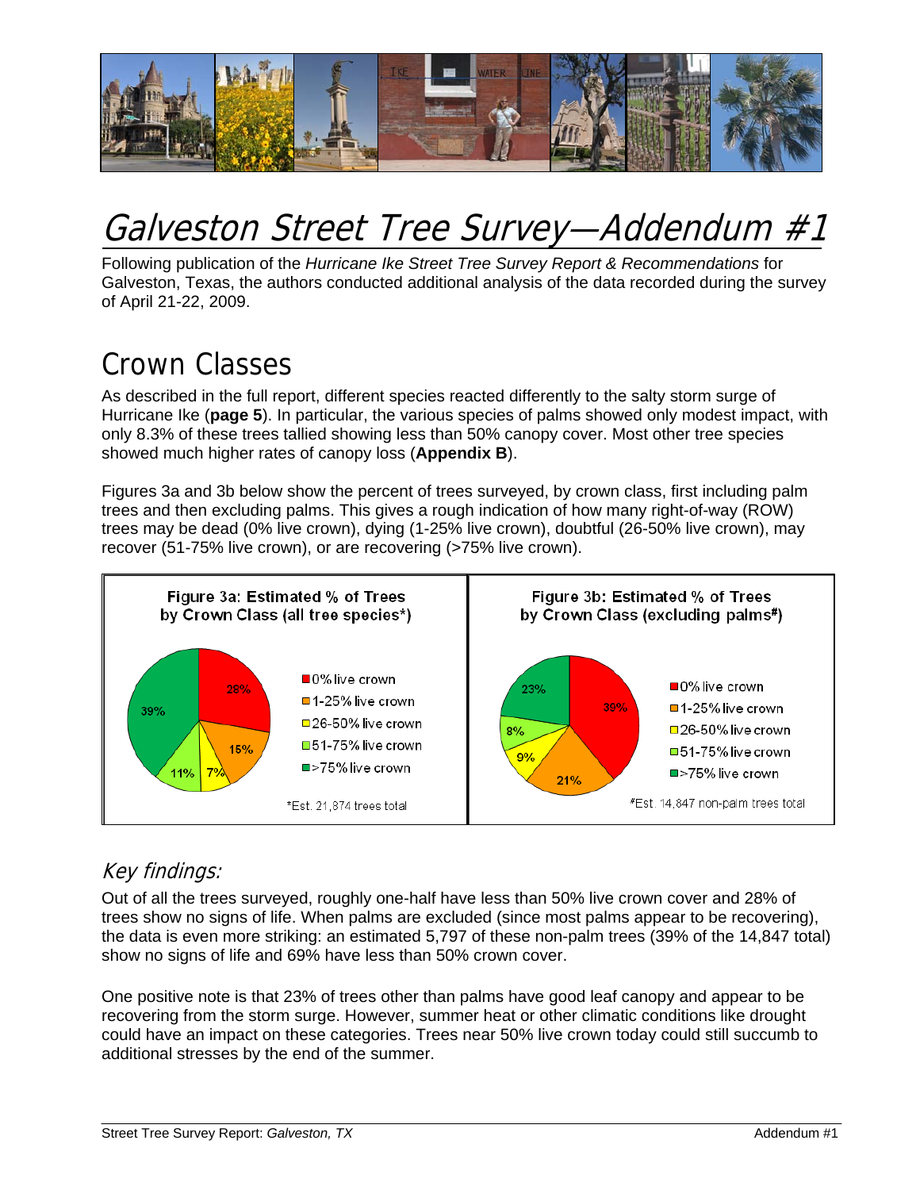# Galveston Street Tree Survey—Addendum #1

Following publication of the *Hurricane Ike Street Tree Survey Report & Recommendations* for Galveston, Texas, the authors conducted additional analysis of the data recorded during the survey of April 21-22, 2009.

## Crown Classes

As described in the full report, different species reacted differently to the salty storm surge of Hurricane Ike (**page 5**). In particular, the various species of palms showed only modest impact, with only 8.3% of these trees tallied showing less than 50% canopy cover. Most other tree species showed much higher rates of canopy loss (**Appendix B**).

Figures 3a and 3b below show the percent of trees surveyed, by crown class, first including palm trees and then excluding palms. This gives a rough indication of how many right-of-way (ROW) trees may be dead (0% live crown), dying (1-25% live crown), doubtful (26-50% live crown), may recover (51-75% live crown), or are recovering (>75% live crown).

**Figure 3a: Estimated % of Trees by Crown Class (all tree species*)**

| Crown Class | % |
|---|---|
| 0% live crown | 28% |
| 1-25% live crown | 15% |
| 26-50% live crown | 7% |
| 51-75% live crown | 11% |
| >75% live crown | 39% |

*Est. 21,874 trees total

**Figure 3b: Estimated % of Trees by Crown Class (excluding palms#)**

| Crown Class | % |
|---|---|
| 0% live crown | 39% |
| 1-25% live crown | 21% |
| 26-50% live crown | 9% |
| 51-75% live crown | 8% |
| >75% live crown | 23% |

#Est. 14,847 non-palm trees total

### *Key findings:*

Out of all the trees surveyed, roughly one-half have less than 50% live crown cover and 28% of trees show no signs of life. When palms are excluded (since most palms appear to be recovering), the data is even more striking: an estimated 5,797 of these non-palm trees (39% of the 14,847 total) show no signs of life and 69% have less than 50% crown cover.

One positive note is that 23% of trees other than palms have good leaf canopy and appear to be recovering from the storm surge. However, summer heat or other climatic conditions like drought could have an impact on these categories. Trees near 50% live crown today could still succumb to additional stresses by the end of the summer.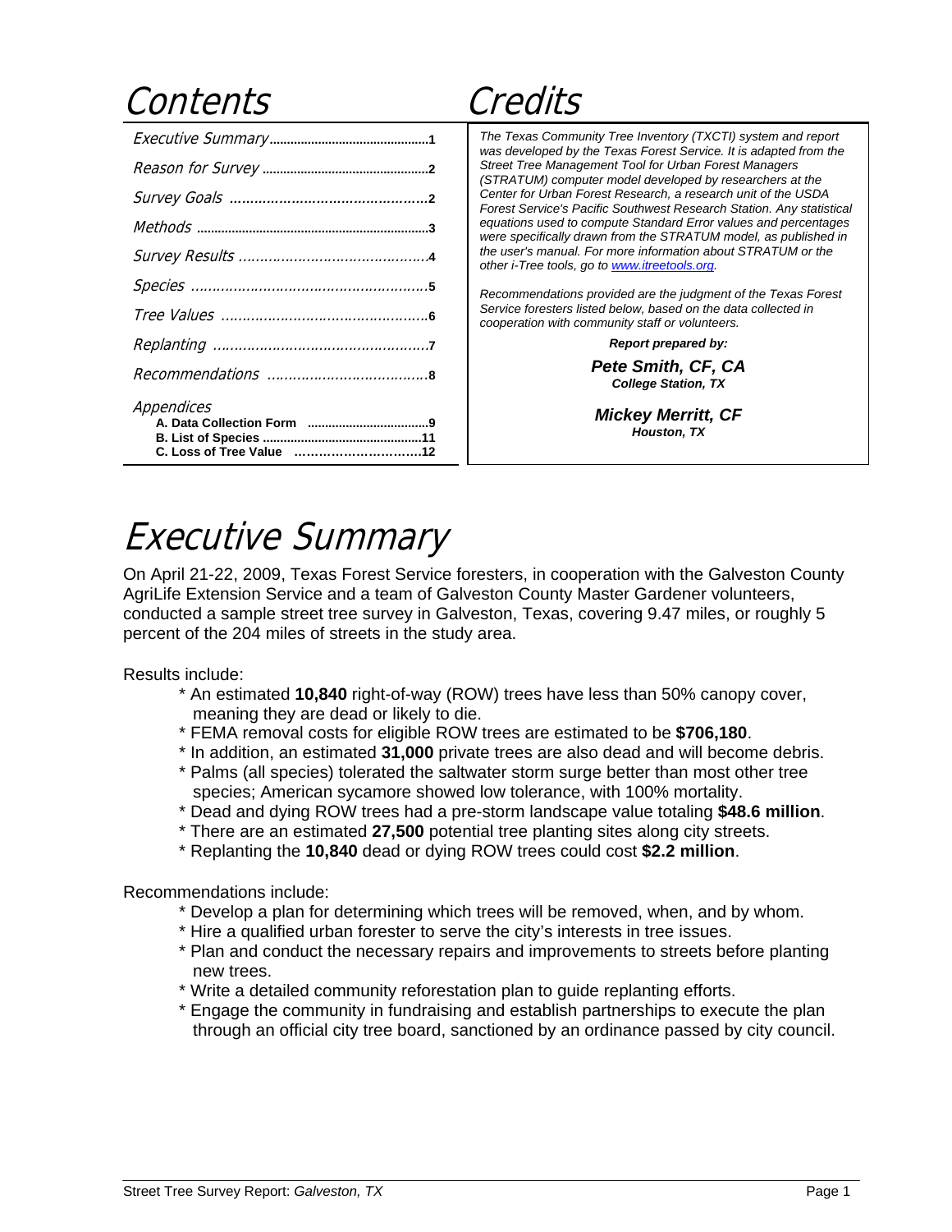# Contents

| | |
|---|---|
| *Executive Summary* | 1 |
| *Reason for Survey* | 2 |
| *Survey Goals* | 2 |
| *Methods* | 3 |
| *Survey Results* | 4 |
| *Species* | 5 |
| *Tree Values* | 6 |
| *Replanting* | 7 |
| *Recommendations* | 8 |
| *Appendices* | |
| **A. Data Collection Form** | **9** |
| **B. List of Species** | **11** |
| **C. Loss of Tree Value** | **12** |

# Credits

*The Texas Community Tree Inventory (TXCTI) system and report was developed by the Texas Forest Service. It is adapted from the Street Tree Management Tool for Urban Forest Managers (STRATUM) computer model developed by researchers at the Center for Urban Forest Research, a research unit of the USDA Forest Service's Pacific Southwest Research Station. Any statistical equations used to compute Standard Error values and percentages were specifically drawn from the STRATUM model, as published in the user's manual. For more information about STRATUM or the other i-Tree tools, go to www.itreetools.org.*

*Recommendations provided are the judgment of the Texas Forest Service foresters listed below, based on the data collected in cooperation with community staff or volunteers.*

***Report prepared by:***

***Pete Smith, CF, CA***
***College Station, TX***

***Mickey Merritt, CF***
***Houston, TX***

# Executive Summary

On April 21-22, 2009, Texas Forest Service foresters, in cooperation with the Galveston County AgriLife Extension Service and a team of Galveston County Master Gardener volunteers, conducted a sample street tree survey in Galveston, Texas, covering 9.47 miles, or roughly 5 percent of the 204 miles of streets in the study area.

Results include:

* An estimated **10,840** right-of-way (ROW) trees have less than 50% canopy cover, meaning they are dead or likely to die.
* FEMA removal costs for eligible ROW trees are estimated to be **$706,180**.
* In addition, an estimated **31,000** private trees are also dead and will become debris.
* Palms (all species) tolerated the saltwater storm surge better than most other tree species; American sycamore showed low tolerance, with 100% mortality.
* Dead and dying ROW trees had a pre-storm landscape value totaling **$48.6 million**.
* There are an estimated **27,500** potential tree planting sites along city streets.
* Replanting the **10,840** dead or dying ROW trees could cost **$2.2 million**.

Recommendations include:

* Develop a plan for determining which trees will be removed, when, and by whom.
* Hire a qualified urban forester to serve the city's interests in tree issues.
* Plan and conduct the necessary repairs and improvements to streets before planting new trees.
* Write a detailed community reforestation plan to guide replanting efforts.
* Engage the community in fundraising and establish partnerships to execute the plan through an official city tree board, sanctioned by an ordinance passed by city council.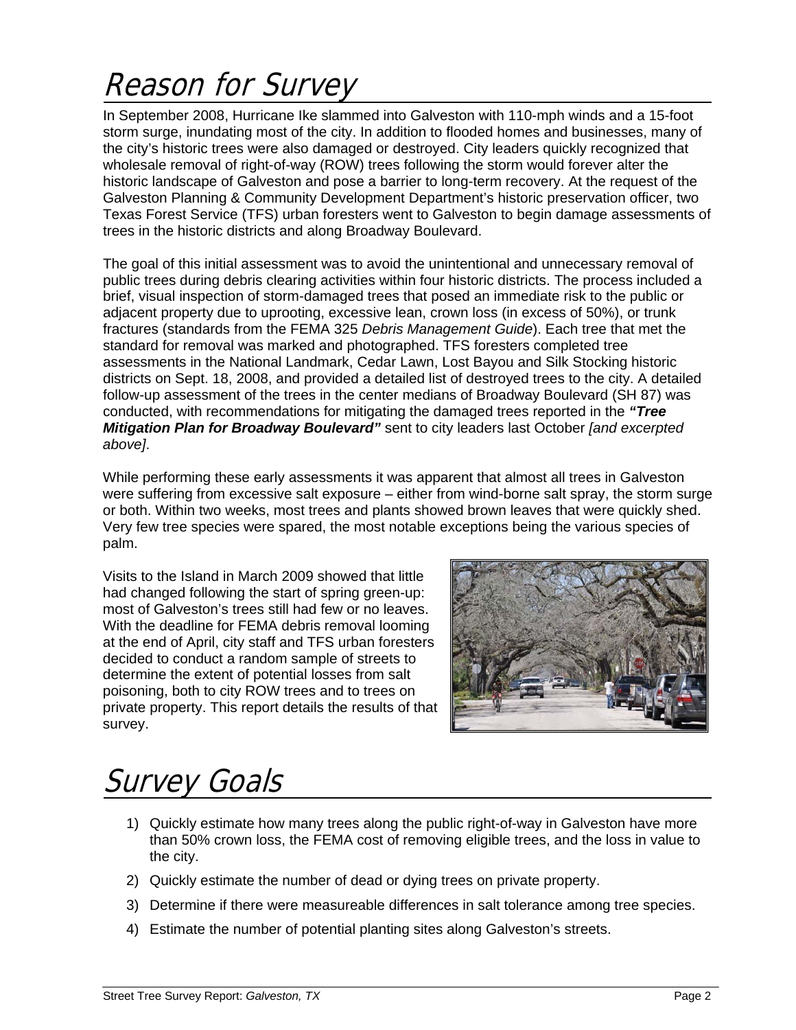# Reason for Survey

In September 2008, Hurricane Ike slammed into Galveston with 110-mph winds and a 15-foot storm surge, inundating most of the city. In addition to flooded homes and businesses, many of the city's historic trees were also damaged or destroyed. City leaders quickly recognized that wholesale removal of right-of-way (ROW) trees following the storm would forever alter the historic landscape of Galveston and pose a barrier to long-term recovery. At the request of the Galveston Planning & Community Development Department's historic preservation officer, two Texas Forest Service (TFS) urban foresters went to Galveston to begin damage assessments of trees in the historic districts and along Broadway Boulevard.

The goal of this initial assessment was to avoid the unintentional and unnecessary removal of public trees during debris clearing activities within four historic districts. The process included a brief, visual inspection of storm-damaged trees that posed an immediate risk to the public or adjacent property due to uprooting, excessive lean, crown loss (in excess of 50%), or trunk fractures (standards from the FEMA 325 *Debris Management Guide*). Each tree that met the standard for removal was marked and photographed. TFS foresters completed tree assessments in the National Landmark, Cedar Lawn, Lost Bayou and Silk Stocking historic districts on Sept. 18, 2008, and provided a detailed list of destroyed trees to the city. A detailed follow-up assessment of the trees in the center medians of Broadway Boulevard (SH 87) was conducted, with recommendations for mitigating the damaged trees reported in the ***"Tree Mitigation Plan for Broadway Boulevard"*** sent to city leaders last October *[and excerpted above]*.

While performing these early assessments it was apparent that almost all trees in Galveston were suffering from excessive salt exposure – either from wind-borne salt spray, the storm surge or both. Within two weeks, most trees and plants showed brown leaves that were quickly shed. Very few tree species were spared, the most notable exceptions being the various species of palm.

Visits to the Island in March 2009 showed that little had changed following the start of spring green-up: most of Galveston's trees still had few or no leaves. With the deadline for FEMA debris removal looming at the end of April, city staff and TFS urban foresters decided to conduct a random sample of streets to determine the extent of potential losses from salt poisoning, both to city ROW trees and to trees on private property. This report details the results of that survey.

# Survey Goals

1) Quickly estimate how many trees along the public right-of-way in Galveston have more than 50% crown loss, the FEMA cost of removing eligible trees, and the loss in value to the city.
2) Quickly estimate the number of dead or dying trees on private property.
3) Determine if there were measureable differences in salt tolerance among tree species.
4) Estimate the number of potential planting sites along Galveston's streets.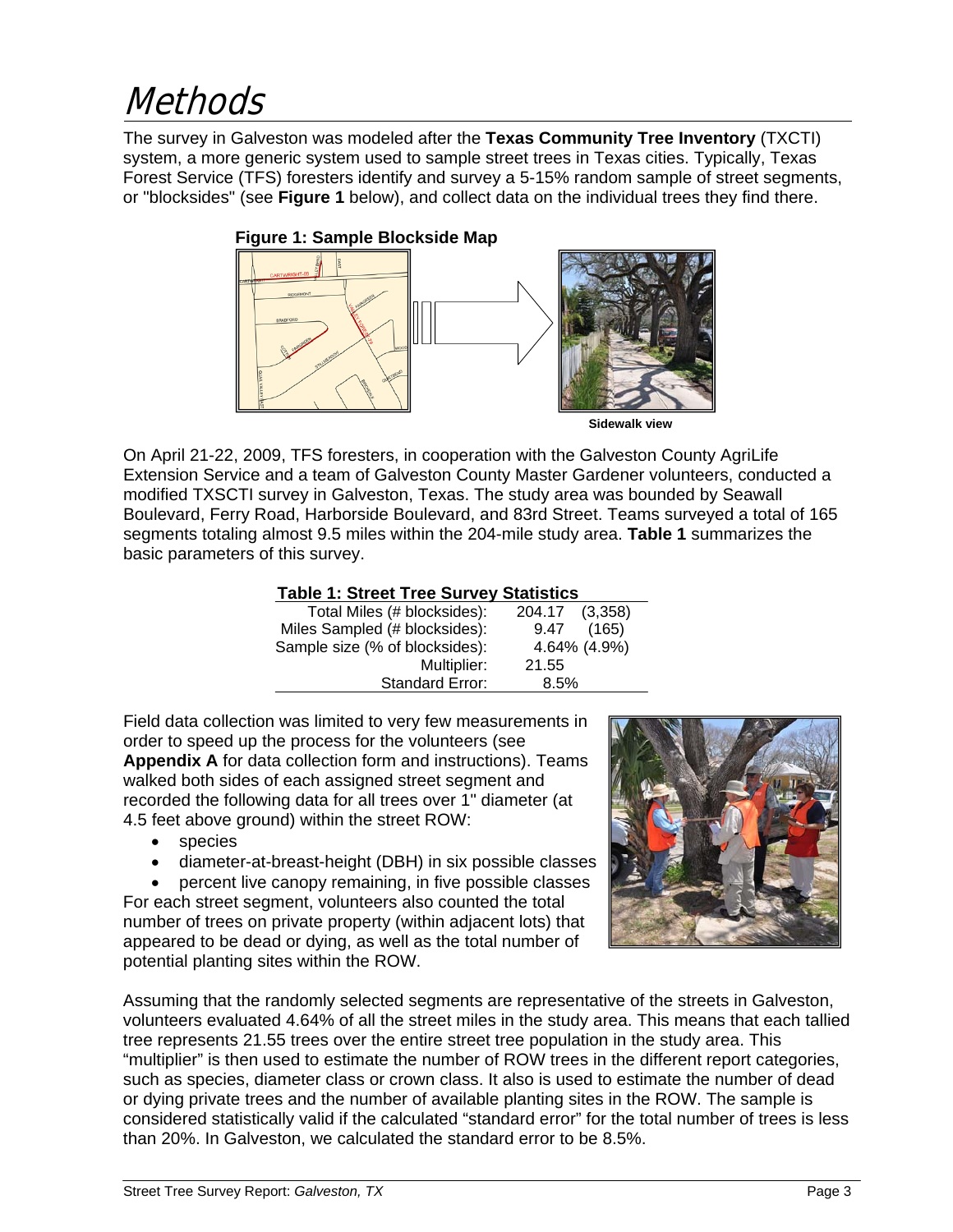# Methods

The survey in Galveston was modeled after the **Texas Community Tree Inventory** (TXCTI) system, a more generic system used to sample street trees in Texas cities. Typically, Texas Forest Service (TFS) foresters identify and survey a 5-15% random sample of street segments, or "blocksides" (see **Figure 1** below), and collect data on the individual trees they find there.

**Figure 1: Sample Blockside Map**

Sidewalk view

On April 21-22, 2009, TFS foresters, in cooperation with the Galveston County AgriLife Extension Service and a team of Galveston County Master Gardener volunteers, conducted a modified TXSCTI survey in Galveston, Texas. The study area was bounded by Seawall Boulevard, Ferry Road, Harborside Boulevard, and 83rd Street. Teams surveyed a total of 165 segments totaling almost 9.5 miles within the 204-mile study area. **Table 1** summarizes the basic parameters of this survey.

**Table 1: Street Tree Survey Statistics**

| | |
|---|---|
| Total Miles (# blocksides): | 204.17 (3,358) |
| Miles Sampled (# blocksides): | 9.47 (165) |
| Sample size (% of blocksides): | 4.64% (4.9%) |
| Multiplier: | 21.55 |
| Standard Error: | 8.5% |

Field data collection was limited to very few measurements in order to speed up the process for the volunteers (see **Appendix A** for data collection form and instructions). Teams walked both sides of each assigned street segment and recorded the following data for all trees over 1" diameter (at 4.5 feet above ground) within the street ROW:

- species
- diameter-at-breast-height (DBH) in six possible classes
- percent live canopy remaining, in five possible classes

For each street segment, volunteers also counted the total number of trees on private property (within adjacent lots) that appeared to be dead or dying, as well as the total number of potential planting sites within the ROW.

Assuming that the randomly selected segments are representative of the streets in Galveston, volunteers evaluated 4.64% of all the street miles in the study area. This means that each tallied tree represents 21.55 trees over the entire street tree population in the study area. This "multiplier" is then used to estimate the number of ROW trees in the different report categories, such as species, diameter class or crown class. It also is used to estimate the number of dead or dying private trees and the number of available planting sites in the ROW. The sample is considered statistically valid if the calculated "standard error" for the total number of trees is less than 20%. In Galveston, we calculated the standard error to be 8.5%.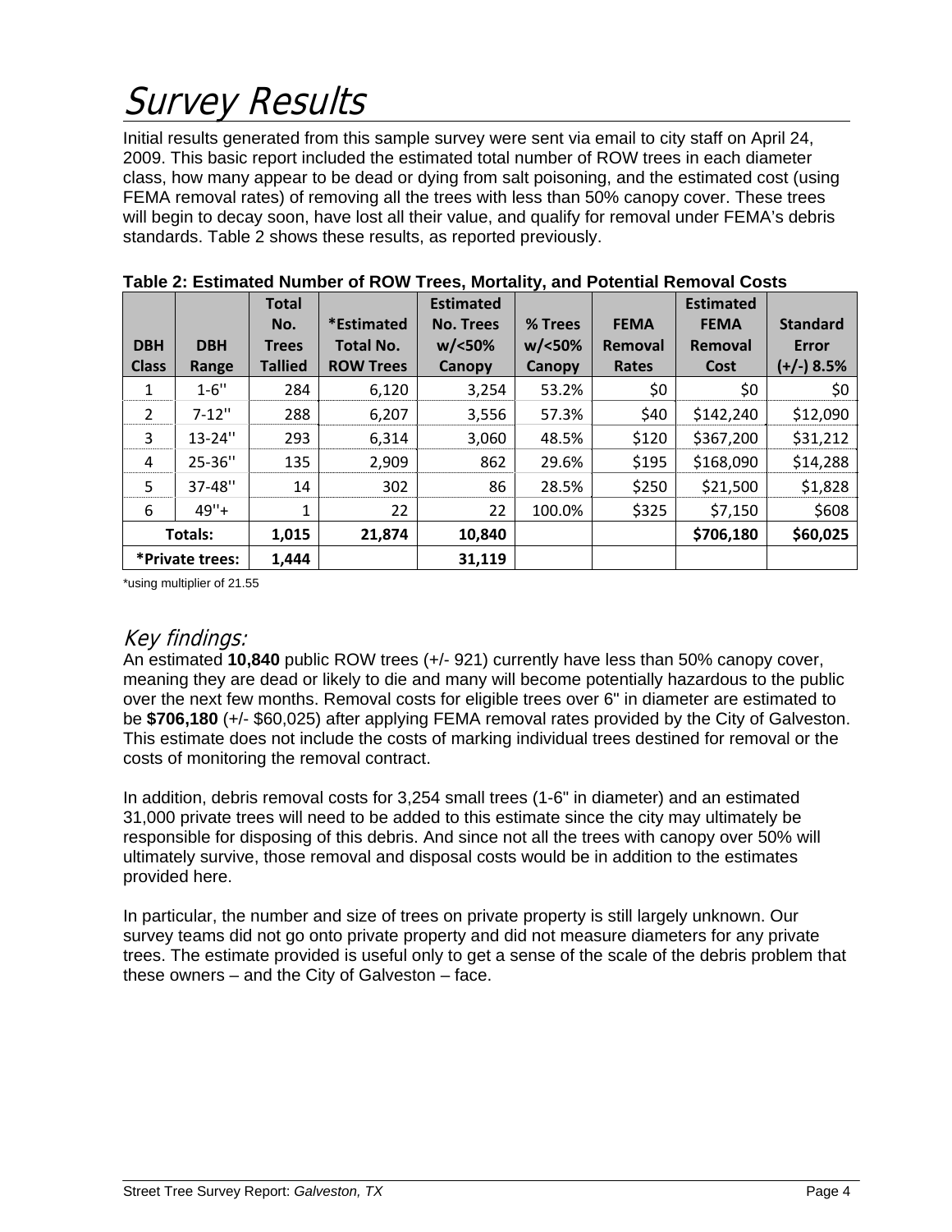# Survey Results

Initial results generated from this sample survey were sent via email to city staff on April 24, 2009. This basic report included the estimated total number of ROW trees in each diameter class, how many appear to be dead or dying from salt poisoning, and the estimated cost (using FEMA removal rates) of removing all the trees with less than 50% canopy cover. These trees will begin to decay soon, have lost all their value, and qualify for removal under FEMA's debris standards. Table 2 shows these results, as reported previously.

**Table 2: Estimated Number of ROW Trees, Mortality, and Potential Removal Costs**

| DBH Class | DBH Range | Total No. Trees Tallied | *Estimated Total No. ROW Trees | Estimated No. Trees w/<50% Canopy | % Trees w/<50% Canopy | FEMA Removal Rates | Estimated FEMA Removal Cost | Standard Error (+/-) 8.5% |
|---|---|---|---|---|---|---|---|---|
| 1 | 1-6'' | 284 | 6,120 | 3,254 | 53.2% | $0 | $0 | $0 |
| 2 | 7-12'' | 288 | 6,207 | 3,556 | 57.3% | $40 | $142,240 | $12,090 |
| 3 | 13-24'' | 293 | 6,314 | 3,060 | 48.5% | $120 | $367,200 | $31,212 |
| 4 | 25-36'' | 135 | 2,909 | 862 | 29.6% | $195 | $168,090 | $14,288 |
| 5 | 37-48'' | 14 | 302 | 86 | 28.5% | $250 | $21,500 | $1,828 |
| 6 | 49''+ | 1 | 22 | 22 | 100.0% | $325 | $7,150 | $608 |
| **Totals:** | | **1,015** | **21,874** | **10,840** | | | **$706,180** | **$60,025** |
| ***Private trees:** | | **1,444** | | **31,119** | | | | |

*using multiplier of 21.55

## *Key findings:*

An estimated **10,840** public ROW trees (+/- 921) currently have less than 50% canopy cover, meaning they are dead or likely to die and many will become potentially hazardous to the public over the next few months. Removal costs for eligible trees over 6" in diameter are estimated to be **$706,180** (+/- $60,025) after applying FEMA removal rates provided by the City of Galveston. This estimate does not include the costs of marking individual trees destined for removal or the costs of monitoring the removal contract.

In addition, debris removal costs for 3,254 small trees (1-6" in diameter) and an estimated 31,000 private trees will need to be added to this estimate since the city may ultimately be responsible for disposing of this debris. And since not all the trees with canopy over 50% will ultimately survive, those removal and disposal costs would be in addition to the estimates provided here.

In particular, the number and size of trees on private property is still largely unknown. Our survey teams did not go onto private property and did not measure diameters for any private trees. The estimate provided is useful only to get a sense of the scale of the debris problem that these owners – and the City of Galveston – face.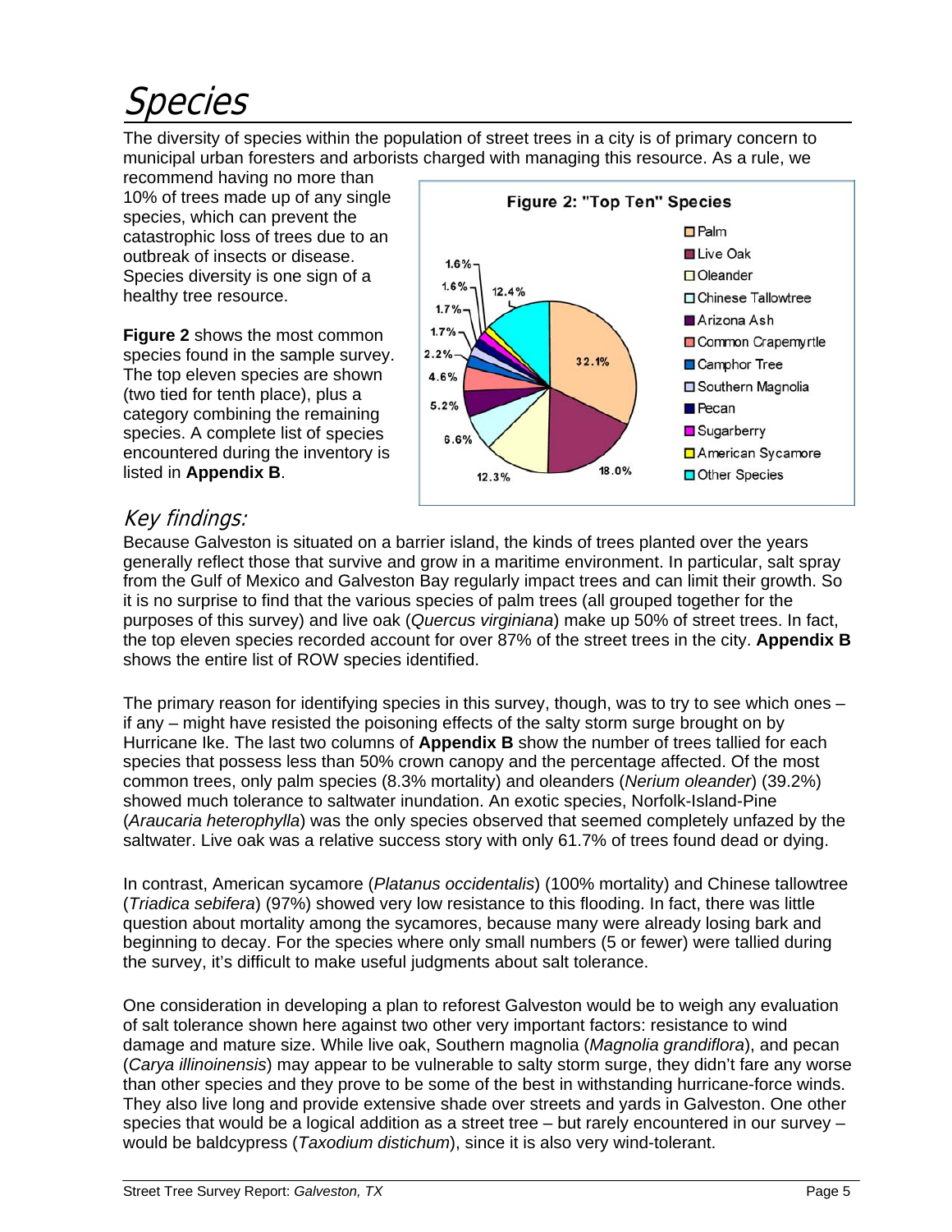# Species

The diversity of species within the population of street trees in a city is of primary concern to municipal urban foresters and arborists charged with managing this resource. As a rule, we recommend having no more than 10% of trees made up of any single species, which can prevent the catastrophic loss of trees due to an outbreak of insects or disease. Species diversity is one sign of a healthy tree resource.

**Figure 2** shows the most common species found in the sample survey. The top eleven species are shown (two tied for tenth place), plus a category combining the remaining species. A complete list of species encountered during the inventory is listed in **Appendix B**.

**Figure 2: "Top Ten" Species**

| Species | Percent |
|---|---|
| Palm | 32.1% |
| Live Oak | 18.0% |
| Oleander | 12.3% |
| Chinese Tallowtree | 6.6% |
| Arizona Ash | 5.2% |
| Common Crapemyrtle | 4.6% |
| Camphor Tree | 2.2% |
| Southern Magnolia | 1.7% |
| Pecan | 1.7% |
| Sugarberry | 1.6% |
| American Sycamore | 1.6% |
| Other Species | 12.4% |

## Key findings:

Because Galveston is situated on a barrier island, the kinds of trees planted over the years generally reflect those that survive and grow in a maritime environment. In particular, salt spray from the Gulf of Mexico and Galveston Bay regularly impact trees and can limit their growth. So it is no surprise to find that the various species of palm trees (all grouped together for the purposes of this survey) and live oak (*Quercus virginiana*) make up 50% of street trees. In fact, the top eleven species recorded account for over 87% of the street trees in the city. **Appendix B** shows the entire list of ROW species identified.

The primary reason for identifying species in this survey, though, was to try to see which ones – if any – might have resisted the poisoning effects of the salty storm surge brought on by Hurricane Ike. The last two columns of **Appendix B** show the number of trees tallied for each species that possess less than 50% crown canopy and the percentage affected. Of the most common trees, only palm species (8.3% mortality) and oleanders (*Nerium oleander*) (39.2%) showed much tolerance to saltwater inundation. An exotic species, Norfolk-Island-Pine (*Araucaria heterophylla*) was the only species observed that seemed completely unfazed by the saltwater. Live oak was a relative success story with only 61.7% of trees found dead or dying.

In contrast, American sycamore (*Platanus occidentalis*) (100% mortality) and Chinese tallowtree (*Triadica sebifera*) (97%) showed very low resistance to this flooding. In fact, there was little question about mortality among the sycamores, because many were already losing bark and beginning to decay. For the species where only small numbers (5 or fewer) were tallied during the survey, it's difficult to make useful judgments about salt tolerance.

One consideration in developing a plan to reforest Galveston would be to weigh any evaluation of salt tolerance shown here against two other very important factors: resistance to wind damage and mature size. While live oak, Southern magnolia (*Magnolia grandiflora*), and pecan (*Carya illinoinensis*) may appear to be vulnerable to salty storm surge, they didn't fare any worse than other species and they prove to be some of the best in withstanding hurricane-force winds. They also live long and provide extensive shade over streets and yards in Galveston. One other species that would be a logical addition as a street tree – but rarely encountered in our survey – would be baldcypress (*Taxodium distichum*), since it is also very wind-tolerant.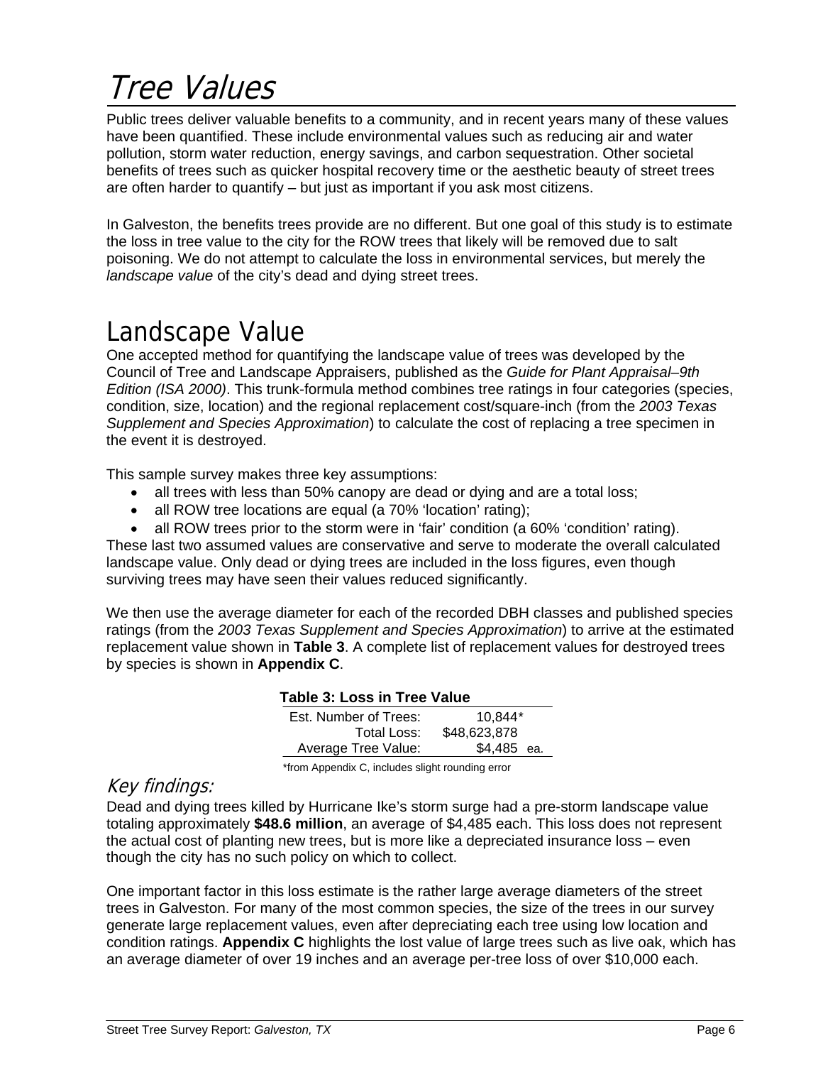# Tree Values

Public trees deliver valuable benefits to a community, and in recent years many of these values have been quantified. These include environmental values such as reducing air and water pollution, storm water reduction, energy savings, and carbon sequestration. Other societal benefits of trees such as quicker hospital recovery time or the aesthetic beauty of street trees are often harder to quantify – but just as important if you ask most citizens.

In Galveston, the benefits trees provide are no different. But one goal of this study is to estimate the loss in tree value to the city for the ROW trees that likely will be removed due to salt poisoning. We do not attempt to calculate the loss in environmental services, but merely the *landscape value* of the city's dead and dying street trees.

## Landscape Value

One accepted method for quantifying the landscape value of trees was developed by the Council of Tree and Landscape Appraisers, published as the *Guide for Plant Appraisal–9th Edition (ISA 2000)*. This trunk-formula method combines tree ratings in four categories (species, condition, size, location) and the regional replacement cost/square-inch (from the *2003 Texas Supplement and Species Approximation*) to calculate the cost of replacing a tree specimen in the event it is destroyed.

This sample survey makes three key assumptions:

- all trees with less than 50% canopy are dead or dying and are a total loss;
- all ROW tree locations are equal (a 70% 'location' rating);
- all ROW trees prior to the storm were in 'fair' condition (a 60% 'condition' rating).

These last two assumed values are conservative and serve to moderate the overall calculated landscape value. Only dead or dying trees are included in the loss figures, even though surviving trees may have seen their values reduced significantly.

We then use the average diameter for each of the recorded DBH classes and published species ratings (from the *2003 Texas Supplement and Species Approximation*) to arrive at the estimated replacement value shown in **Table 3**. A complete list of replacement values for destroyed trees by species is shown in **Appendix C**.

**Table 3: Loss in Tree Value**

| | |
|---|---|
| Est. Number of Trees: | 10,844* |
| Total Loss: | $48,623,878 |
| Average Tree Value: | $4,485 ea. |

*from Appendix C, includes slight rounding error

### *Key findings:*

Dead and dying trees killed by Hurricane Ike's storm surge had a pre-storm landscape value totaling approximately **$48.6 million**, an average of $4,485 each. This loss does not represent the actual cost of planting new trees, but is more like a depreciated insurance loss – even though the city has no such policy on which to collect.

One important factor in this loss estimate is the rather large average diameters of the street trees in Galveston. For many of the most common species, the size of the trees in our survey generate large replacement values, even after depreciating each tree using low location and condition ratings. **Appendix C** highlights the lost value of large trees such as live oak, which has an average diameter of over 19 inches and an average per-tree loss of over $10,000 each.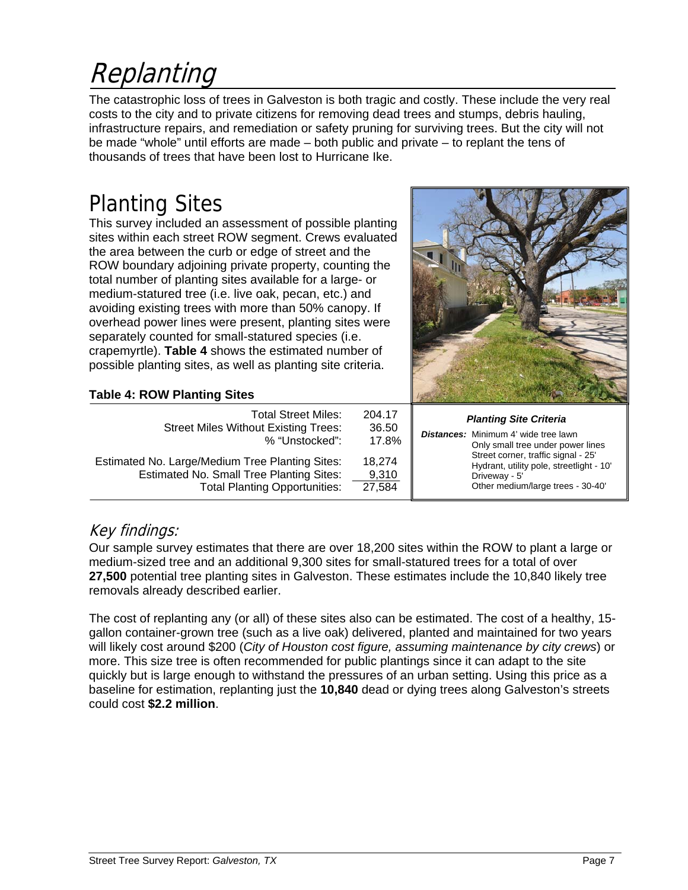# Replanting

The catastrophic loss of trees in Galveston is both tragic and costly. These include the very real costs to the city and to private citizens for removing dead trees and stumps, debris hauling, infrastructure repairs, and remediation or safety pruning for surviving trees. But the city will not be made "whole" until efforts are made – both public and private – to replant the tens of thousands of trees that have been lost to Hurricane Ike.

## Planting Sites

This survey included an assessment of possible planting sites within each street ROW segment. Crews evaluated the area between the curb or edge of street and the ROW boundary adjoining private property, counting the total number of planting sites available for a large- or medium-statured tree (i.e. live oak, pecan, etc.) and avoiding existing trees with more than 50% canopy. If overhead power lines were present, planting sites were separately counted for small-statured species (i.e. crapemyrtle). **Table 4** shows the estimated number of possible planting sites, as well as planting site criteria.

**Table 4: ROW Planting Sites**

| | |
|---|---|
| Total Street Miles: | 204.17 |
| Street Miles Without Existing Trees: | 36.50 |
| % "Unstocked": | 17.8% |
| Estimated No. Large/Medium Tree Planting Sites: | 18,274 |
| Estimated No. Small Tree Planting Sites: | 9,310 |
| Total Planting Opportunities: | 27,584 |

***Planting Site Criteria***

***Distances:***
- Minimum 4' wide tree lawn
- Only small tree under power lines
- Street corner, traffic signal - 25'
- Hydrant, utility pole, streetlight - 10'
- Driveway - 5'
- Other medium/large trees - 30-40'

### *Key findings:*

Our sample survey estimates that there are over 18,200 sites within the ROW to plant a large or medium-sized tree and an additional 9,300 sites for small-statured trees for a total of over **27,500** potential tree planting sites in Galveston. These estimates include the 10,840 likely tree removals already described earlier.

The cost of replanting any (or all) of these sites also can be estimated. The cost of a healthy, 15-gallon container-grown tree (such as a live oak) delivered, planted and maintained for two years will likely cost around $200 (*City of Houston cost figure, assuming maintenance by city crews*) or more. This size tree is often recommended for public plantings since it can adapt to the site quickly but is large enough to withstand the pressures of an urban setting. Using this price as a baseline for estimation, replanting just the **10,840** dead or dying trees along Galveston's streets could cost **$2.2 million**.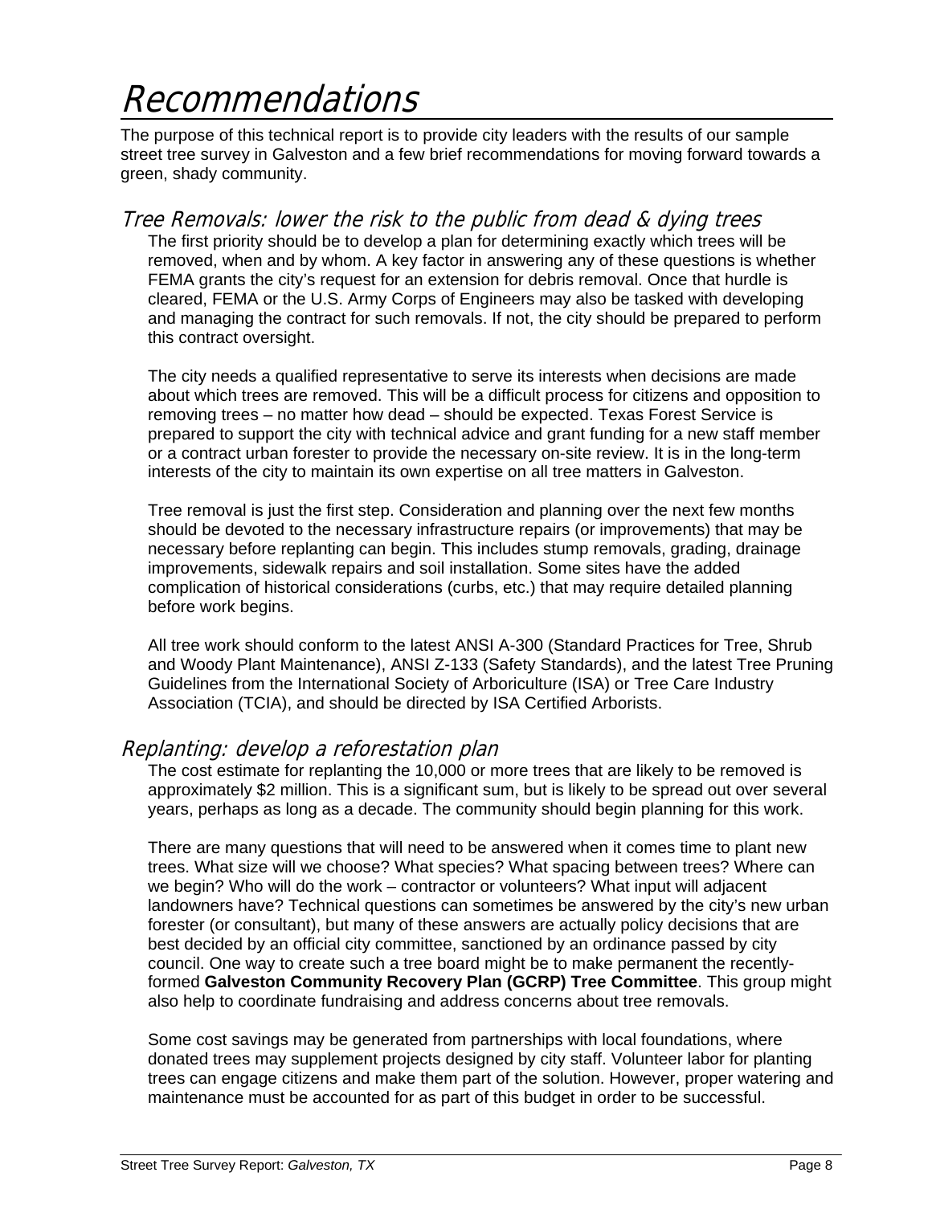# Recommendations

The purpose of this technical report is to provide city leaders with the results of our sample street tree survey in Galveston and a few brief recommendations for moving forward towards a green, shady community.

## Tree Removals: lower the risk to the public from dead & dying trees

The first priority should be to develop a plan for determining exactly which trees will be removed, when and by whom. A key factor in answering any of these questions is whether FEMA grants the city's request for an extension for debris removal. Once that hurdle is cleared, FEMA or the U.S. Army Corps of Engineers may also be tasked with developing and managing the contract for such removals. If not, the city should be prepared to perform this contract oversight.

The city needs a qualified representative to serve its interests when decisions are made about which trees are removed. This will be a difficult process for citizens and opposition to removing trees – no matter how dead – should be expected. Texas Forest Service is prepared to support the city with technical advice and grant funding for a new staff member or a contract urban forester to provide the necessary on-site review. It is in the long-term interests of the city to maintain its own expertise on all tree matters in Galveston.

Tree removal is just the first step. Consideration and planning over the next few months should be devoted to the necessary infrastructure repairs (or improvements) that may be necessary before replanting can begin. This includes stump removals, grading, drainage improvements, sidewalk repairs and soil installation. Some sites have the added complication of historical considerations (curbs, etc.) that may require detailed planning before work begins.

All tree work should conform to the latest ANSI A-300 (Standard Practices for Tree, Shrub and Woody Plant Maintenance), ANSI Z-133 (Safety Standards), and the latest Tree Pruning Guidelines from the International Society of Arboriculture (ISA) or Tree Care Industry Association (TCIA), and should be directed by ISA Certified Arborists.

## Replanting: develop a reforestation plan

The cost estimate for replanting the 10,000 or more trees that are likely to be removed is approximately $2 million. This is a significant sum, but is likely to be spread out over several years, perhaps as long as a decade. The community should begin planning for this work.

There are many questions that will need to be answered when it comes time to plant new trees. What size will we choose? What species? What spacing between trees? Where can we begin? Who will do the work – contractor or volunteers? What input will adjacent landowners have? Technical questions can sometimes be answered by the city's new urban forester (or consultant), but many of these answers are actually policy decisions that are best decided by an official city committee, sanctioned by an ordinance passed by city council. One way to create such a tree board might be to make permanent the recently-formed **Galveston Community Recovery Plan (GCRP) Tree Committee**. This group might also help to coordinate fundraising and address concerns about tree removals.

Some cost savings may be generated from partnerships with local foundations, where donated trees may supplement projects designed by city staff. Volunteer labor for planting trees can engage citizens and make them part of the solution. However, proper watering and maintenance must be accounted for as part of this budget in order to be successful.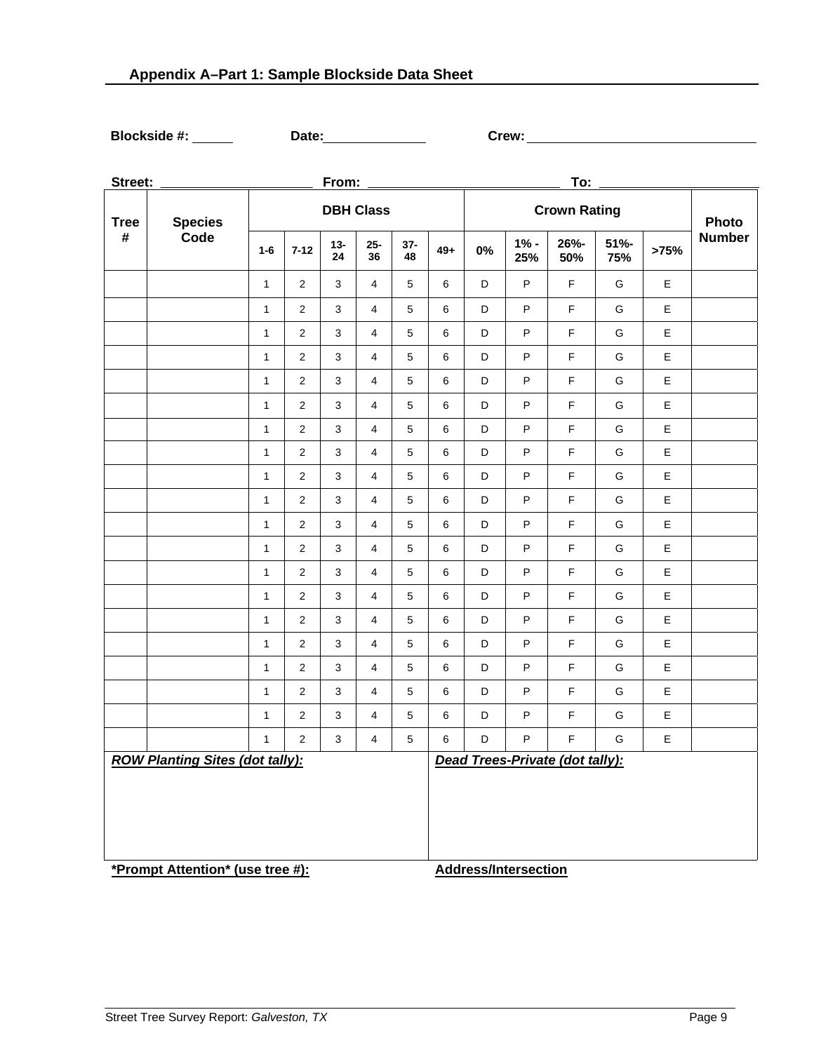## Appendix A–Part 1: Sample Blockside Data Sheet

**Blockside #:** ______ **Date:**______________ **Crew:** ______________________________

**Street:** ____________________ **From:** __________________________ **To:** ______________________

| Tree # | Species Code | DBH Class | | | | | | Crown Rating | | | | | Photo Number |
|---|---|---|---|---|---|---|---|---|---|---|---|---|---|
| | | 1-6 | 7-12 | 13-24 | 25-36 | 37-48 | 49+ | 0% | 1% - 25% | 26%-50% | 51%-75% | >75% | |
| | | 1 | 2 | 3 | 4 | 5 | 6 | D | P | F | G | E | |
| | | 1 | 2 | 3 | 4 | 5 | 6 | D | P | F | G | E | |
| | | 1 | 2 | 3 | 4 | 5 | 6 | D | P | F | G | E | |
| | | 1 | 2 | 3 | 4 | 5 | 6 | D | P | F | G | E | |
| | | 1 | 2 | 3 | 4 | 5 | 6 | D | P | F | G | E | |
| | | 1 | 2 | 3 | 4 | 5 | 6 | D | P | F | G | E | |
| | | 1 | 2 | 3 | 4 | 5 | 6 | D | P | F | G | E | |
| | | 1 | 2 | 3 | 4 | 5 | 6 | D | P | F | G | E | |
| | | 1 | 2 | 3 | 4 | 5 | 6 | D | P | F | G | E | |
| | | 1 | 2 | 3 | 4 | 5 | 6 | D | P | F | G | E | |
| | | 1 | 2 | 3 | 4 | 5 | 6 | D | P | F | G | E | |
| | | 1 | 2 | 3 | 4 | 5 | 6 | D | P | F | G | E | |
| | | 1 | 2 | 3 | 4 | 5 | 6 | D | P | F | G | E | |
| | | 1 | 2 | 3 | 4 | 5 | 6 | D | P | F | G | E | |
| | | 1 | 2 | 3 | 4 | 5 | 6 | D | P | F | G | E | |
| | | 1 | 2 | 3 | 4 | 5 | 6 | D | P | F | G | E | |
| | | 1 | 2 | 3 | 4 | 5 | 6 | D | P | F | G | E | |
| | | 1 | 2 | 3 | 4 | 5 | 6 | D | P | F | G | E | |
| | | 1 | 2 | 3 | 4 | 5 | 6 | D | P | F | G | E | |
| | | 1 | 2 | 3 | 4 | 5 | 6 | D | P | F | G | E | |

| ***ROW Planting Sites (dot tally):*** | ***Dead Trees-Private (dot tally):*** |
|---|---|
| | |

**\*Prompt Attention\* (use tree #):** **Address/Intersection**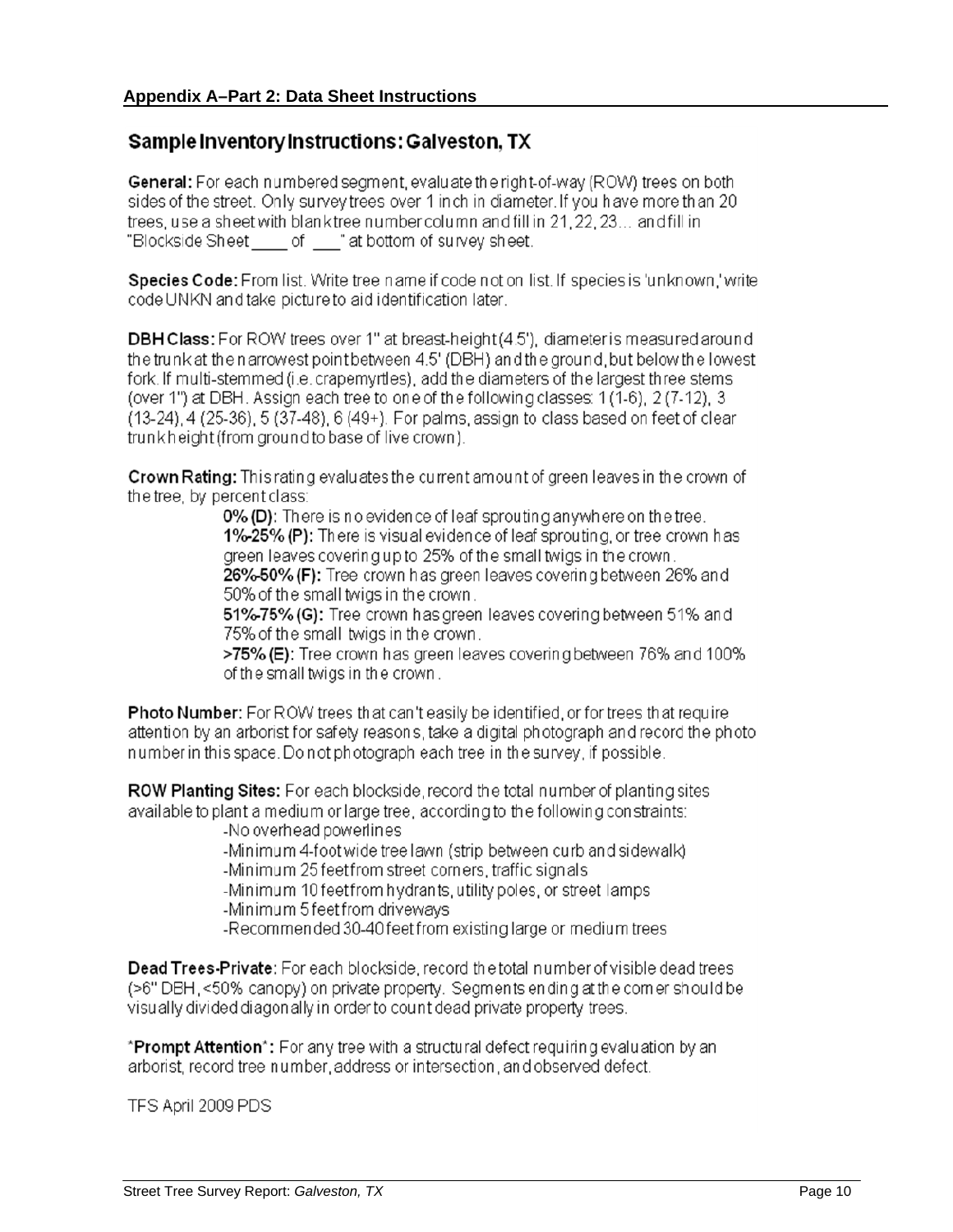## Appendix A–Part 2: Data Sheet Instructions

### Sample Inventory Instructions: Galveston, TX

**General:** For each numbered segment, evaluate the right-of-way (ROW) trees on both sides of the street. Only survey trees over 1 inch in diameter. If you have more than 20 trees, use a sheet with blank tree number column and fill in 21, 22, 23… and fill in "Blockside Sheet ____ of ___" at bottom of survey sheet.

**Species Code:** From list. Write tree name if code not on list. If species is 'unknown,' write code UNKN and take picture to aid identification later.

**DBH Class:** For ROW trees over 1" at breast-height (4.5'), diameter is measured around the trunk at the narrowest point between 4.5' (DBH) and the ground, but below the lowest fork. If multi-stemmed (i.e. crapemyrtles), add the diameters of the largest three stems (over 1") at DBH. Assign each tree to one of the following classes: 1 (1-6), 2 (7-12), 3 (13-24), 4 (25-36), 5 (37-48), 6 (49+). For palms, assign to class based on feet of clear trunk height (from ground to base of live crown).

**Crown Rating:** This rating evaluates the current amount of green leaves in the crown of the tree, by percent class:

> **0% (D):** There is no evidence of leaf sprouting anywhere on the tree.
> **1%-25% (P):** There is visual evidence of leaf sprouting, or tree crown has green leaves covering up to 25% of the small twigs in the crown.
> **26%-50% (F):** Tree crown has green leaves covering between 26% and 50% of the small twigs in the crown.
> **51%-75% (G):** Tree crown has green leaves covering between 51% and 75% of the small twigs in the crown.
> **>75% (E):** Tree crown has green leaves covering between 76% and 100% of the small twigs in the crown.

**Photo Number:** For ROW trees that can't easily be identified, or for trees that require attention by an arborist for safety reasons, take a digital photograph and record the photo number in this space. Do not photograph each tree in the survey, if possible.

**ROW Planting Sites:** For each blockside, record the total number of planting sites available to plant a medium or large tree, according to the following constraints:

> -No overhead powerlines
> -Minimum 4-foot wide tree lawn (strip between curb and sidewalk)
> -Minimum 25 feet from street corners, traffic signals
> -Minimum 10 feet from hydrants, utility poles, or street lamps
> -Minimum 5 feet from driveways
> -Recommended 30-40 feet from existing large or medium trees

**Dead Trees-Private:** For each blockside, record the total number of visible dead trees (>6" DBH, <50% canopy) on private property. Segments ending at the corner should be visually divided diagonally in order to count dead private property trees.

***Prompt Attention*:** For any tree with a structural defect requiring evaluation by an arborist, record tree number, address or intersection, and observed defect.

TFS April 2009 PDS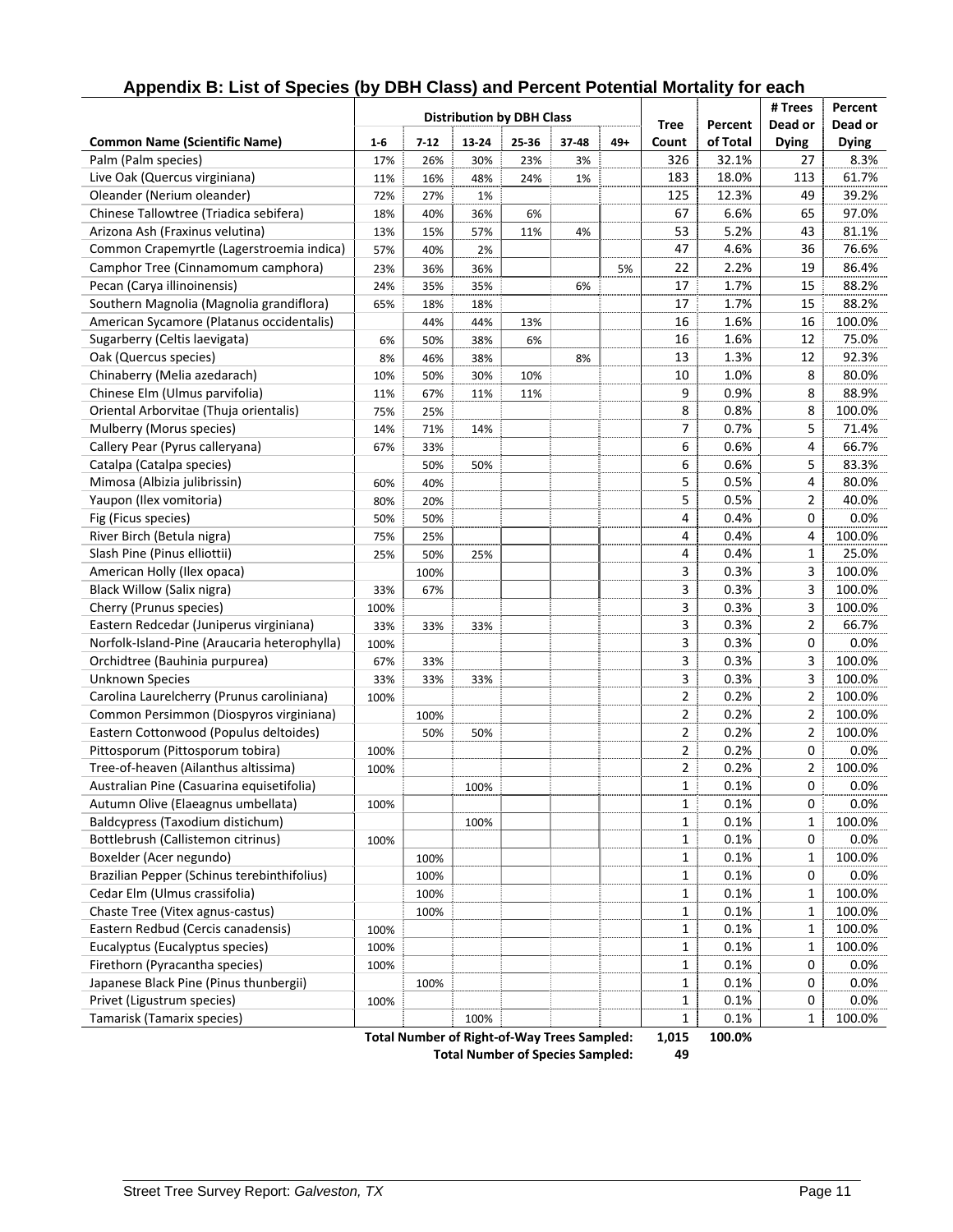## Appendix B: List of Species (by DBH Class) and Percent Potential Mortality for each

| Common Name (Scientific Name) | Distribution by DBH Class | | | | | | Tree Count | Percent of Total | # Trees Dead or Dying | Percent Dead or Dying |
|---|---|---|---|---|---|---|---|---|---|---|
| | 1-6 | 7-12 | 13-24 | 25-36 | 37-48 | 49+ | | | | |
| Palm (Palm species) | 17% | 26% | 30% | 23% | 3% | | 326 | 32.1% | 27 | 8.3% |
| Live Oak (Quercus virginiana) | 11% | 16% | 48% | 24% | 1% | | 183 | 18.0% | 113 | 61.7% |
| Oleander (Nerium oleander) | 72% | 27% | 1% | | | | 125 | 12.3% | 49 | 39.2% |
| Chinese Tallowtree (Triadica sebifera) | 18% | 40% | 36% | 6% | | | 67 | 6.6% | 65 | 97.0% |
| Arizona Ash (Fraxinus velutina) | 13% | 15% | 57% | 11% | 4% | | 53 | 5.2% | 43 | 81.1% |
| Common Crapemyrtle (Lagerstroemia indica) | 57% | 40% | 2% | | | | 47 | 4.6% | 36 | 76.6% |
| Camphor Tree (Cinnamomum camphora) | 23% | 36% | 36% | | | 5% | 22 | 2.2% | 19 | 86.4% |
| Pecan (Carya illinoinensis) | 24% | 35% | 35% | | 6% | | 17 | 1.7% | 15 | 88.2% |
| Southern Magnolia (Magnolia grandiflora) | 65% | 18% | 18% | | | | 17 | 1.7% | 15 | 88.2% |
| American Sycamore (Platanus occidentalis) | | 44% | 44% | 13% | | | 16 | 1.6% | 16 | 100.0% |
| Sugarberry (Celtis laevigata) | 6% | 50% | 38% | 6% | | | 16 | 1.6% | 12 | 75.0% |
| Oak (Quercus species) | 8% | 46% | 38% | | 8% | | 13 | 1.3% | 12 | 92.3% |
| Chinaberry (Melia azedarach) | 10% | 50% | 30% | 10% | | | 10 | 1.0% | 8 | 80.0% |
| Chinese Elm (Ulmus parvifolia) | 11% | 67% | 11% | 11% | | | 9 | 0.9% | 8 | 88.9% |
| Oriental Arborvitae (Thuja orientalis) | 75% | 25% | | | | | 8 | 0.8% | 8 | 100.0% |
| Mulberry (Morus species) | 14% | 71% | 14% | | | | 7 | 0.7% | 5 | 71.4% |
| Callery Pear (Pyrus calleryana) | 67% | 33% | | | | | 6 | 0.6% | 4 | 66.7% |
| Catalpa (Catalpa species) | | 50% | 50% | | | | 6 | 0.6% | 5 | 83.3% |
| Mimosa (Albizia julibrissin) | 60% | 40% | | | | | 5 | 0.5% | 4 | 80.0% |
| Yaupon (Ilex vomitoria) | 80% | 20% | | | | | 5 | 0.5% | 2 | 40.0% |
| Fig (Ficus species) | 50% | 50% | | | | | 4 | 0.4% | 0 | 0.0% |
| River Birch (Betula nigra) | 75% | 25% | | | | | 4 | 0.4% | 4 | 100.0% |
| Slash Pine (Pinus elliottii) | 25% | 50% | 25% | | | | 4 | 0.4% | 1 | 25.0% |
| American Holly (Ilex opaca) | | 100% | | | | | 3 | 0.3% | 3 | 100.0% |
| Black Willow (Salix nigra) | 33% | 67% | | | | | 3 | 0.3% | 3 | 100.0% |
| Cherry (Prunus species) | 100% | | | | | | 3 | 0.3% | 3 | 100.0% |
| Eastern Redcedar (Juniperus virginiana) | 33% | 33% | 33% | | | | 3 | 0.3% | 2 | 66.7% |
| Norfolk-Island-Pine (Araucaria heterophylla) | 100% | | | | | | 3 | 0.3% | 0 | 0.0% |
| Orchidtree (Bauhinia purpurea) | 67% | 33% | | | | | 3 | 0.3% | 3 | 100.0% |
| Unknown Species | 33% | 33% | 33% | | | | 3 | 0.3% | 3 | 100.0% |
| Carolina Laurelcherry (Prunus caroliniana) | 100% | | | | | | 2 | 0.2% | 2 | 100.0% |
| Common Persimmon (Diospyros virginiana) | | 100% | | | | | 2 | 0.2% | 2 | 100.0% |
| Eastern Cottonwood (Populus deltoides) | | 50% | 50% | | | | 2 | 0.2% | 2 | 100.0% |
| Pittosporum (Pittosporum tobira) | 100% | | | | | | 2 | 0.2% | 0 | 0.0% |
| Tree-of-heaven (Ailanthus altissima) | 100% | | | | | | 2 | 0.2% | 2 | 100.0% |
| Australian Pine (Casuarina equisetifolia) | | | 100% | | | | 1 | 0.1% | 0 | 0.0% |
| Autumn Olive (Elaeagnus umbellata) | 100% | | | | | | 1 | 0.1% | 0 | 0.0% |
| Baldcypress (Taxodium distichum) | | | 100% | | | | 1 | 0.1% | 1 | 100.0% |
| Bottlebrush (Callistemon citrinus) | 100% | | | | | | 1 | 0.1% | 0 | 0.0% |
| Boxelder (Acer negundo) | | 100% | | | | | 1 | 0.1% | 1 | 100.0% |
| Brazilian Pepper (Schinus terebinthifolius) | | 100% | | | | | 1 | 0.1% | 0 | 0.0% |
| Cedar Elm (Ulmus crassifolia) | | 100% | | | | | 1 | 0.1% | 1 | 100.0% |
| Chaste Tree (Vitex agnus-castus) | | 100% | | | | | 1 | 0.1% | 1 | 100.0% |
| Eastern Redbud (Cercis canadensis) | 100% | | | | | | 1 | 0.1% | 1 | 100.0% |
| Eucalyptus (Eucalyptus species) | 100% | | | | | | 1 | 0.1% | 1 | 100.0% |
| Firethorn (Pyracantha species) | 100% | | | | | | 1 | 0.1% | 0 | 0.0% |
| Japanese Black Pine (Pinus thunbergii) | | 100% | | | | | 1 | 0.1% | 0 | 0.0% |
| Privet (Ligustrum species) | 100% | | | | | | 1 | 0.1% | 0 | 0.0% |
| Tamarisk (Tamarix species) | | | 100% | | | | 1 | 0.1% | 1 | 100.0% |
| **Total Number of Right-of-Way Trees Sampled:** | | | | | | | **1,015** | **100.0%** | | |
| **Total Number of Species Sampled:** | | | | | | | **49** | | | |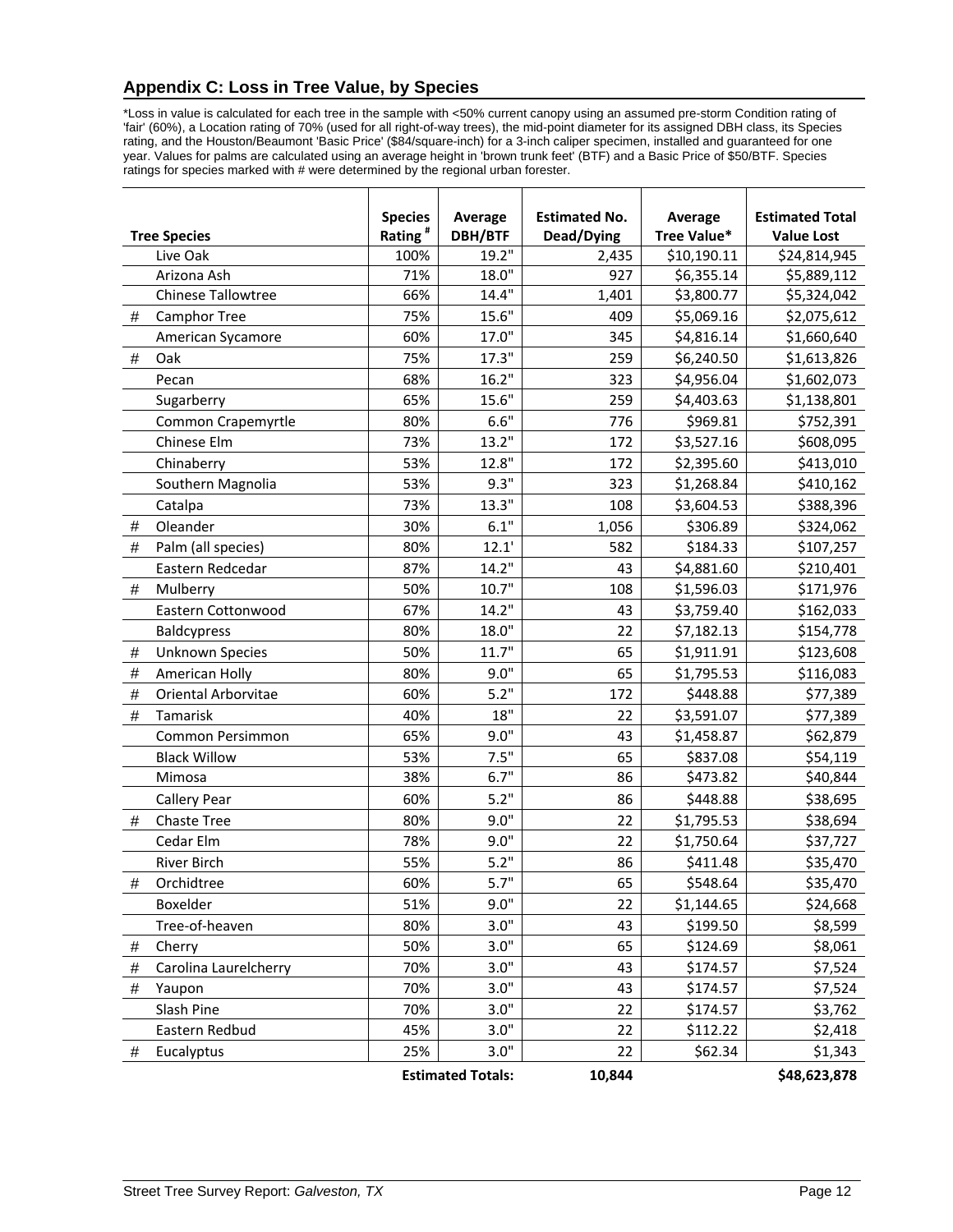## Appendix C: Loss in Tree Value, by Species

*Loss in value is calculated for each tree in the sample with <50% current canopy using an assumed pre-storm Condition rating of 'fair' (60%), a Location rating of 70% (used for all right-of-way trees), the mid-point diameter for its assigned DBH class, its Species rating, and the Houston/Beaumont 'Basic Price' ($84/square-inch) for a 3-inch caliper specimen, installed and guaranteed for one year. Values for palms are calculated using an average height in 'brown trunk feet' (BTF) and a Basic Price of $50/BTF. Species ratings for species marked with # were determined by the regional urban forester.

| | Tree Species | Species Rating # | Average DBH/BTF | Estimated No. Dead/Dying | Average Tree Value* | Estimated Total Value Lost |
|---|---|---|---|---|---|---|
| | Live Oak | 100% | 19.2" | 2,435 | $10,190.11 | $24,814,945 |
| | Arizona Ash | 71% | 18.0" | 927 | $6,355.14 | $5,889,112 |
| | Chinese Tallowtree | 66% | 14.4" | 1,401 | $3,800.77 | $5,324,042 |
| # | Camphor Tree | 75% | 15.6" | 409 | $5,069.16 | $2,075,612 |
| | American Sycamore | 60% | 17.0" | 345 | $4,816.14 | $1,660,640 |
| # | Oak | 75% | 17.3" | 259 | $6,240.50 | $1,613,826 |
| | Pecan | 68% | 16.2" | 323 | $4,956.04 | $1,602,073 |
| | Sugarberry | 65% | 15.6" | 259 | $4,403.63 | $1,138,801 |
| | Common Crapemyrtle | 80% | 6.6" | 776 | $969.81 | $752,391 |
| | Chinese Elm | 73% | 13.2" | 172 | $3,527.16 | $608,095 |
| | Chinaberry | 53% | 12.8" | 172 | $2,395.60 | $413,010 |
| | Southern Magnolia | 53% | 9.3" | 323 | $1,268.84 | $410,162 |
| | Catalpa | 73% | 13.3" | 108 | $3,604.53 | $388,396 |
| # | Oleander | 30% | 6.1" | 1,056 | $306.89 | $324,062 |
| # | Palm (all species) | 80% | 12.1' | 582 | $184.33 | $107,257 |
| | Eastern Redcedar | 87% | 14.2" | 43 | $4,881.60 | $210,401 |
| # | Mulberry | 50% | 10.7" | 108 | $1,596.03 | $171,976 |
| | Eastern Cottonwood | 67% | 14.2" | 43 | $3,759.40 | $162,033 |
| | Baldcypress | 80% | 18.0" | 22 | $7,182.13 | $154,778 |
| # | Unknown Species | 50% | 11.7" | 65 | $1,911.91 | $123,608 |
| # | American Holly | 80% | 9.0" | 65 | $1,795.53 | $116,083 |
| # | Oriental Arborvitae | 60% | 5.2" | 172 | $448.88 | $77,389 |
| # | Tamarisk | 40% | 18" | 22 | $3,591.07 | $77,389 |
| | Common Persimmon | 65% | 9.0" | 43 | $1,458.87 | $62,879 |
| | Black Willow | 53% | 7.5" | 65 | $837.08 | $54,119 |
| | Mimosa | 38% | 6.7" | 86 | $473.82 | $40,844 |
| | Callery Pear | 60% | 5.2" | 86 | $448.88 | $38,695 |
| # | Chaste Tree | 80% | 9.0" | 22 | $1,795.53 | $38,694 |
| | Cedar Elm | 78% | 9.0" | 22 | $1,750.64 | $37,727 |
| | River Birch | 55% | 5.2" | 86 | $411.48 | $35,470 |
| # | Orchidtree | 60% | 5.7" | 65 | $548.64 | $35,470 |
| | Boxelder | 51% | 9.0" | 22 | $1,144.65 | $24,668 |
| | Tree-of-heaven | 80% | 3.0" | 43 | $199.50 | $8,599 |
| # | Cherry | 50% | 3.0" | 65 | $124.69 | $8,061 |
| # | Carolina Laurelcherry | 70% | 3.0" | 43 | $174.57 | $7,524 |
| # | Yaupon | 70% | 3.0" | 43 | $174.57 | $7,524 |
| | Slash Pine | 70% | 3.0" | 22 | $174.57 | $3,762 |
| | Eastern Redbud | 45% | 3.0" | 22 | $112.22 | $2,418 |
| # | Eucalyptus | 25% | 3.0" | 22 | $62.34 | $1,343 |
| | | | **Estimated Totals:** | **10,844** | | **$48,623,878** |